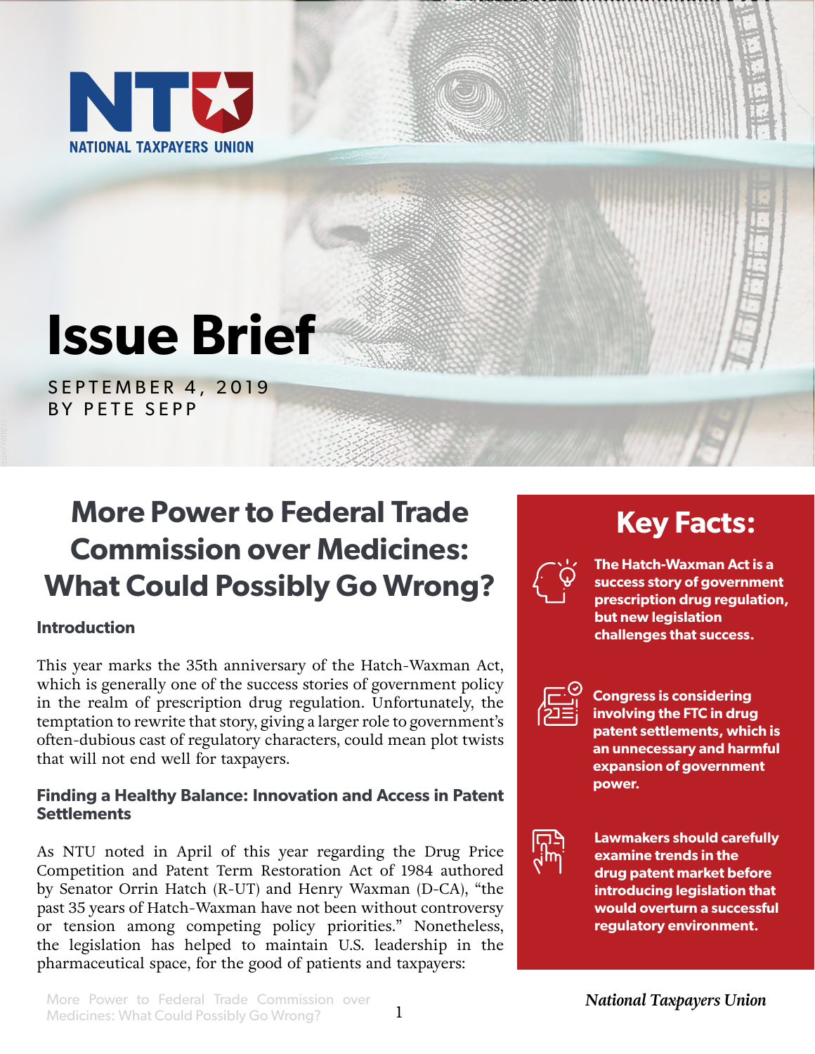NATIONAL TAXPAYERS UNION

# Issue Brief

SEPTEMBER 4, 2019
BY PETE SEPP

## More Power to Federal Trade Commission over Medicines: What Could Possibly Go Wrong?

### Introduction

This year marks the 35th anniversary of the Hatch-Waxman Act, which is generally one of the success stories of government policy in the realm of prescription drug regulation. Unfortunately, the temptation to rewrite that story, giving a larger role to government's often-dubious cast of regulatory characters, could mean plot twists that will not end well for taxpayers.

### Finding a Healthy Balance: Innovation and Access in Patent Settlements

As NTU noted in April of this year regarding the Drug Price Competition and Patent Term Restoration Act of 1984 authored by Senator Orrin Hatch (R-UT) and Henry Waxman (D-CA), "the past 35 years of Hatch-Waxman have not been without controversy or tension among competing policy priorities." Nonetheless, the legislation has helped to maintain U.S. leadership in the pharmaceutical space, for the good of patients and taxpayers:

## Key Facts:

- **The Hatch-Waxman Act is a success story of government prescription drug regulation, but new legislation challenges that success.**
- **Congress is considering involving the FTC in drug patent settlements, which is an unnecessary and harmful expansion of government power.**
- **Lawmakers should carefully examine trends in the drug patent market before introducing legislation that would overturn a successful regulatory environment.**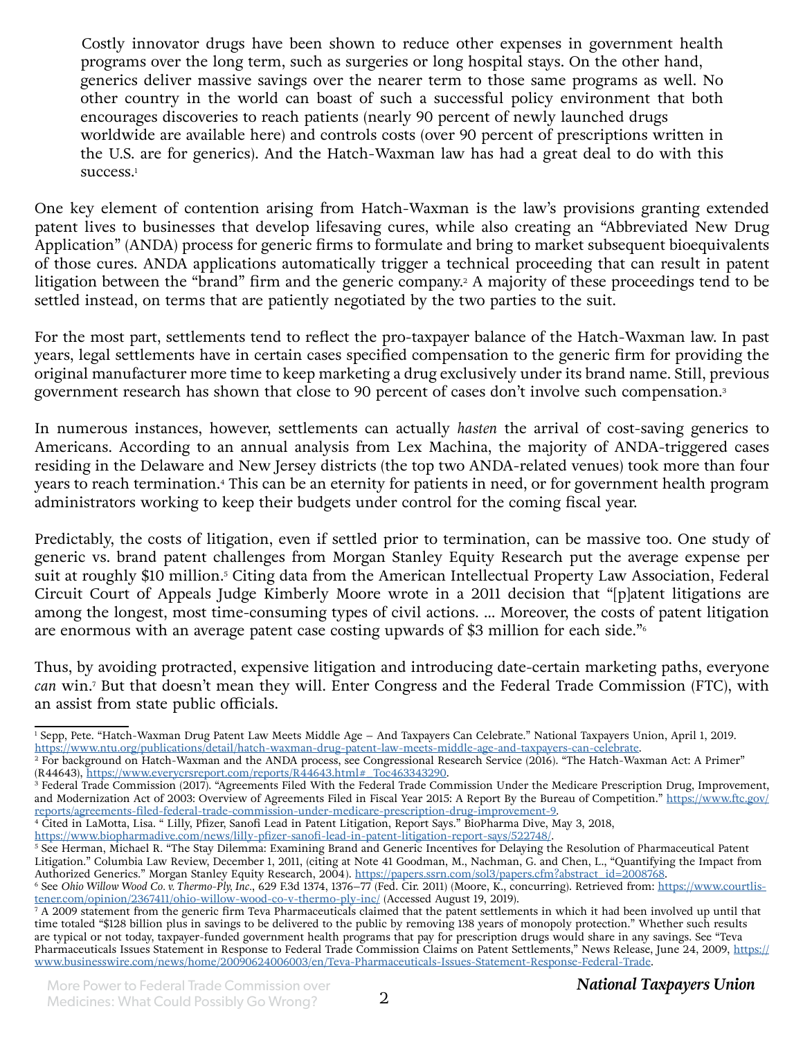> Costly innovator drugs have been shown to reduce other expenses in government health programs over the long term, such as surgeries or long hospital stays. On the other hand, generics deliver massive savings over the nearer term to those same programs as well. No other country in the world can boast of such a successful policy environment that both encourages discoveries to reach patients (nearly 90 percent of newly launched drugs worldwide are available here) and controls costs (over 90 percent of prescriptions written in the U.S. are for generics). And the Hatch-Waxman law has had a great deal to do with this success.[1]

One key element of contention arising from Hatch-Waxman is the law's provisions granting extended patent lives to businesses that develop lifesaving cures, while also creating an "Abbreviated New Drug Application" (ANDA) process for generic firms to formulate and bring to market subsequent bioequivalents of those cures. ANDA applications automatically trigger a technical proceeding that can result in patent litigation between the "brand" firm and the generic company.[2] A majority of these proceedings tend to be settled instead, on terms that are patiently negotiated by the two parties to the suit.

For the most part, settlements tend to reflect the pro-taxpayer balance of the Hatch-Waxman law. In past years, legal settlements have in certain cases specified compensation to the generic firm for providing the original manufacturer more time to keep marketing a drug exclusively under its brand name. Still, previous government research has shown that close to 90 percent of cases don't involve such compensation.[3]

In numerous instances, however, settlements can actually *hasten* the arrival of cost-saving generics to Americans. According to an annual analysis from Lex Machina, the majority of ANDA-triggered cases residing in the Delaware and New Jersey districts (the top two ANDA-related venues) took more than four years to reach termination.[4] This can be an eternity for patients in need, or for government health program administrators working to keep their budgets under control for the coming fiscal year.

Predictably, the costs of litigation, even if settled prior to termination, can be massive too. One study of generic vs. brand patent challenges from Morgan Stanley Equity Research put the average expense per suit at roughly $10 million.[5] Citing data from the American Intellectual Property Law Association, Federal Circuit Court of Appeals Judge Kimberly Moore wrote in a 2011 decision that "[p]atent litigations are among the longest, most time-consuming types of civil actions. ... Moreover, the costs of patent litigation are enormous with an average patent case costing upwards of $3 million for each side."[6]

Thus, by avoiding protracted, expensive litigation and introducing date-certain marketing paths, everyone *can* win.[7] But that doesn't mean they will. Enter Congress and the Federal Trade Commission (FTC), with an assist from state public officials.

---

[1] Sepp, Pete. "Hatch-Waxman Drug Patent Law Meets Middle Age – And Taxpayers Can Celebrate." National Taxpayers Union, April 1, 2019. https://www.ntu.org/publications/detail/hatch-waxman-drug-patent-law-meets-middle-age-and-taxpayers-can-celebrate.

[2] For background on Hatch-Waxman and the ANDA process, see Congressional Research Service (2016). "The Hatch-Waxman Act: A Primer" (R44643), https://www.everycrsreport.com/reports/R44643.html#_Toc463343290.

[3] Federal Trade Commission (2017). "Agreements Filed With the Federal Trade Commission Under the Medicare Prescription Drug, Improvement, and Modernization Act of 2003: Overview of Agreements Filed in Fiscal Year 2015: A Report By the Bureau of Competition." https://www.ftc.gov/reports/agreements-filed-federal-trade-commission-under-medicare-prescription-drug-improvement-9.

[4] Cited in LaMotta, Lisa. " Lilly, Pfizer, Sanofi Lead in Patent Litigation, Report Says." BioPharma Dive, May 3, 2018, https://www.biopharmadive.com/news/lilly-pfizer-sanofi-lead-in-patent-litigation-report-says/522748/.

[5] See Herman, Michael R. "The Stay Dilemma: Examining Brand and Generic Incentives for Delaying the Resolution of Pharmaceutical Patent Litigation." Columbia Law Review, December 1, 2011, (citing at Note 41 Goodman, M., Nachman, G. and Chen, L., "Quantifying the Impact from Authorized Generics." Morgan Stanley Equity Research, 2004). https://papers.ssrn.com/sol3/papers.cfm?abstract_id=2008768.

[6] See *Ohio Willow Wood Co. v. Thermo-Ply, Inc.*, 629 F.3d 1374, 1376–77 (Fed. Cir. 2011) (Moore, K., concurring). Retrieved from: https://www.courtlistener.com/opinion/2367411/ohio-willow-wood-co-v-thermo-ply-inc/ (Accessed August 19, 2019).

[7] A 2009 statement from the generic firm Teva Pharmaceuticals claimed that the patent settlements in which it had been involved up until that time totaled "$128 billion plus in savings to be delivered to the public by removing 138 years of monopoly protection." Whether such results are typical or not today, taxpayer-funded government health programs that pay for prescription drugs would share in any savings. See "Teva Pharmaceuticals Issues Statement in Response to Federal Trade Commission Claims on Patent Settlements," News Release, June 24, 2009, https://www.businesswire.com/news/home/20090624006003/en/Teva-Pharmaceuticals-Issues-Statement-Response-Federal-Trade.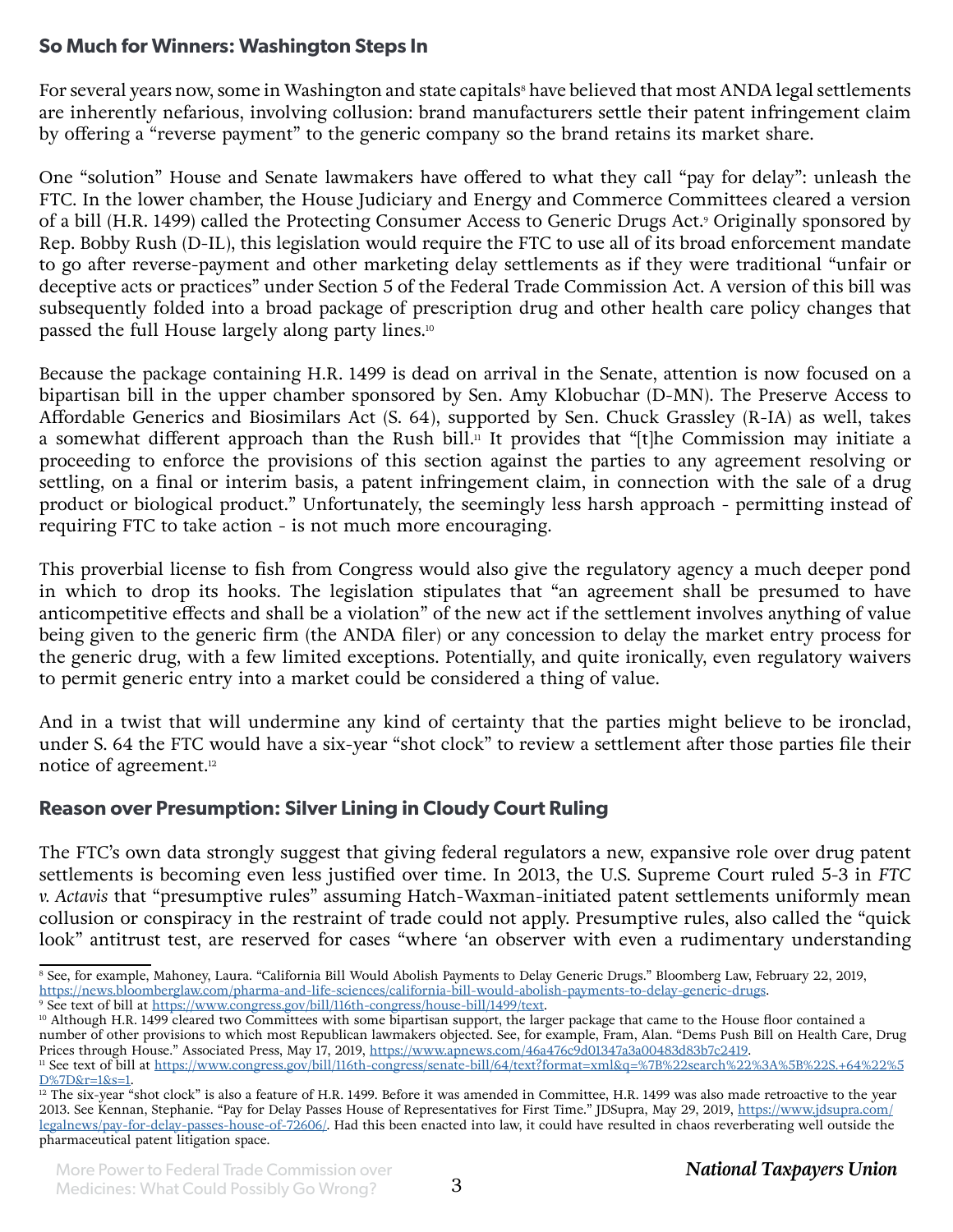## So Much for Winners: Washington Steps In

For several years now, some in Washington and state capitals[8] have believed that most ANDA legal settlements are inherently nefarious, involving collusion: brand manufacturers settle their patent infringement claim by offering a "reverse payment" to the generic company so the brand retains its market share.

One "solution" House and Senate lawmakers have offered to what they call "pay for delay": unleash the FTC. In the lower chamber, the House Judiciary and Energy and Commerce Committees cleared a version of a bill (H.R. 1499) called the Protecting Consumer Access to Generic Drugs Act.[9] Originally sponsored by Rep. Bobby Rush (D-IL), this legislation would require the FTC to use all of its broad enforcement mandate to go after reverse-payment and other marketing delay settlements as if they were traditional "unfair or deceptive acts or practices" under Section 5 of the Federal Trade Commission Act. A version of this bill was subsequently folded into a broad package of prescription drug and other health care policy changes that passed the full House largely along party lines.[10]

Because the package containing H.R. 1499 is dead on arrival in the Senate, attention is now focused on a bipartisan bill in the upper chamber sponsored by Sen. Amy Klobuchar (D-MN). The Preserve Access to Affordable Generics and Biosimilars Act (S. 64), supported by Sen. Chuck Grassley (R-IA) as well, takes a somewhat different approach than the Rush bill.[11] It provides that "[t]he Commission may initiate a proceeding to enforce the provisions of this section against the parties to any agreement resolving or settling, on a final or interim basis, a patent infringement claim, in connection with the sale of a drug product or biological product." Unfortunately, the seemingly less harsh approach - permitting instead of requiring FTC to take action - is not much more encouraging.

This proverbial license to fish from Congress would also give the regulatory agency a much deeper pond in which to drop its hooks. The legislation stipulates that "an agreement shall be presumed to have anticompetitive effects and shall be a violation" of the new act if the settlement involves anything of value being given to the generic firm (the ANDA filer) or any concession to delay the market entry process for the generic drug, with a few limited exceptions. Potentially, and quite ironically, even regulatory waivers to permit generic entry into a market could be considered a thing of value.

And in a twist that will undermine any kind of certainty that the parties might believe to be ironclad, under S. 64 the FTC would have a six-year "shot clock" to review a settlement after those parties file their notice of agreement.[12]

## Reason over Presumption: Silver Lining in Cloudy Court Ruling

The FTC's own data strongly suggest that giving federal regulators a new, expansive role over drug patent settlements is becoming even less justified over time. In 2013, the U.S. Supreme Court ruled 5-3 in *FTC v. Actavis* that "presumptive rules" assuming Hatch-Waxman-initiated patent settlements uniformly mean collusion or conspiracy in the restraint of trade could not apply. Presumptive rules, also called the "quick look" antitrust test, are reserved for cases "where 'an observer with even a rudimentary understanding

---

[8] See, for example, Mahoney, Laura. "California Bill Would Abolish Payments to Delay Generic Drugs." Bloomberg Law, February 22, 2019, https://news.bloomberglaw.com/pharma-and-life-sciences/california-bill-would-abolish-payments-to-delay-generic-drugs.

[9] See text of bill at https://www.congress.gov/bill/116th-congress/house-bill/1499/text.

[10] Although H.R. 1499 cleared two Committees with some bipartisan support, the larger package that came to the House floor contained a number of other provisions to which most Republican lawmakers objected. See, for example, Fram, Alan. "Dems Push Bill on Health Care, Drug Prices through House." Associated Press, May 17, 2019, https://www.apnews.com/46a476c9d01347a3a00483d83b7c2419.

[11] See text of bill at https://www.congress.gov/bill/116th-congress/senate-bill/64/text?format=xml&q=%7B%22search%22%3A%5B%22S.+64%22%5D%7D&r=1&s=1.

[12] The six-year "shot clock" is also a feature of H.R. 1499. Before it was amended in Committee, H.R. 1499 was also made retroactive to the year 2013. See Kennan, Stephanie. "Pay for Delay Passes House of Representatives for First Time." JDSupra, May 29, 2019, https://www.jdsupra.com/legalnews/pay-for-delay-passes-house-of-72606/. Had this been enacted into law, it could have resulted in chaos reverberating well outside the pharmaceutical patent litigation space.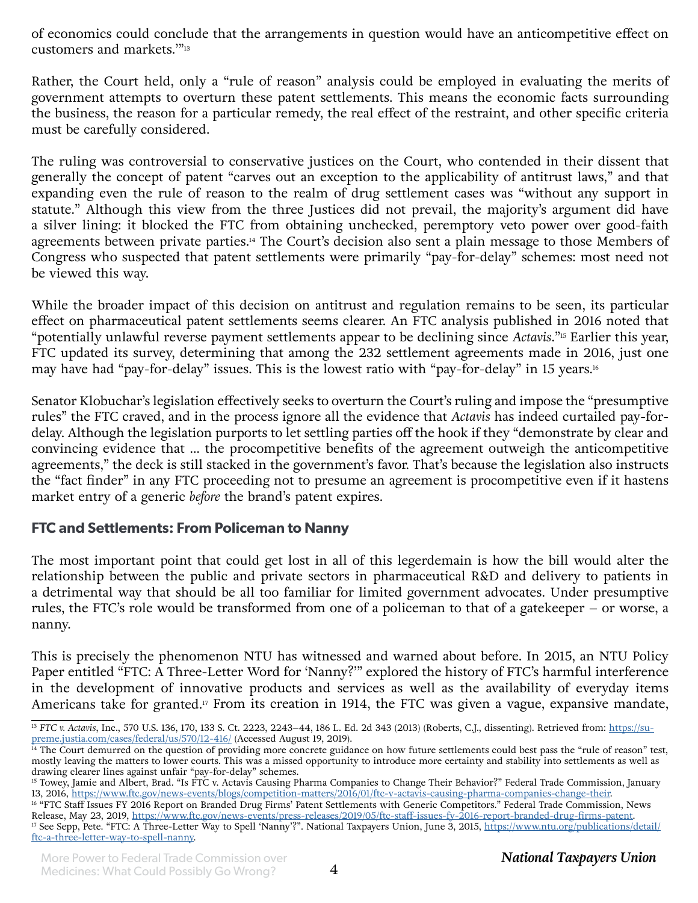of economics could conclude that the arrangements in question would have an anticompetitive effect on customers and markets.'"[13]

Rather, the Court held, only a "rule of reason" analysis could be employed in evaluating the merits of government attempts to overturn these patent settlements. This means the economic facts surrounding the business, the reason for a particular remedy, the real effect of the restraint, and other specific criteria must be carefully considered.

The ruling was controversial to conservative justices on the Court, who contended in their dissent that generally the concept of patent "carves out an exception to the applicability of antitrust laws," and that expanding even the rule of reason to the realm of drug settlement cases was "without any support in statute." Although this view from the three Justices did not prevail, the majority's argument did have a silver lining: it blocked the FTC from obtaining unchecked, peremptory veto power over good-faith agreements between private parties.[14] The Court's decision also sent a plain message to those Members of Congress who suspected that patent settlements were primarily "pay-for-delay" schemes: most need not be viewed this way.

While the broader impact of this decision on antitrust and regulation remains to be seen, its particular effect on pharmaceutical patent settlements seems clearer. An FTC analysis published in 2016 noted that "potentially unlawful reverse payment settlements appear to be declining since *Actavis*."[15] Earlier this year, FTC updated its survey, determining that among the 232 settlement agreements made in 2016, just one may have had "pay-for-delay" issues. This is the lowest ratio with "pay-for-delay" in 15 years.[16]

Senator Klobuchar's legislation effectively seeks to overturn the Court's ruling and impose the "presumptive rules" the FTC craved, and in the process ignore all the evidence that *Actavis* has indeed curtailed pay-for-delay. Although the legislation purports to let settling parties off the hook if they "demonstrate by clear and convincing evidence that ... the procompetitive benefits of the agreement outweigh the anticompetitive agreements," the deck is still stacked in the government's favor. That's because the legislation also instructs the "fact finder" in any FTC proceeding not to presume an agreement is procompetitive even if it hastens market entry of a generic *before* the brand's patent expires.

## FTC and Settlements: From Policeman to Nanny

The most important point that could get lost in all of this legerdemain is how the bill would alter the relationship between the public and private sectors in pharmaceutical R&D and delivery to patients in a detrimental way that should be all too familiar for limited government advocates. Under presumptive rules, the FTC's role would be transformed from one of a policeman to that of a gatekeeper – or worse, a nanny.

This is precisely the phenomenon NTU has witnessed and warned about before. In 2015, an NTU Policy Paper entitled "FTC: A Three-Letter Word for 'Nanny?'" explored the history of FTC's harmful interference in the development of innovative products and services as well as the availability of everyday items Americans take for granted.[17] From its creation in 1914, the FTC was given a vague, expansive mandate,

---

[13] *FTC v. Actavis*, Inc., 570 U.S. 136, 170, 133 S. Ct. 2223, 2243–44, 186 L. Ed. 2d 343 (2013) (Roberts, C.J., dissenting). Retrieved from: https://supreme.justia.com/cases/federal/us/570/12-416/ (Accessed August 19, 2019).

[14] The Court demurred on the question of providing more concrete guidance on how future settlements could best pass the "rule of reason" test, mostly leaving the matters to lower courts. This was a missed opportunity to introduce more certainty and stability into settlements as well as drawing clearer lines against unfair "pay-for-delay" schemes.

[15] Towey, Jamie and Albert, Brad. "Is FTC v. Actavis Causing Pharma Companies to Change Their Behavior?" Federal Trade Commission, January 13, 2016, https://www.ftc.gov/news-events/blogs/competition-matters/2016/01/ftc-v-actavis-causing-pharma-companies-change-their.

[16] "FTC Staff Issues FY 2016 Report on Branded Drug Firms' Patent Settlements with Generic Competitors." Federal Trade Commission, News Release, May 23, 2019, https://www.ftc.gov/news-events/press-releases/2019/05/ftc-staff-issues-fy-2016-report-branded-drug-firms-patent.

[17] See Sepp, Pete. "FTC: A Three-Letter Way to Spell 'Nanny'?". National Taxpayers Union, June 3, 2015, https://www.ntu.org/publications/detail/ftc-a-three-letter-way-to-spell-nanny.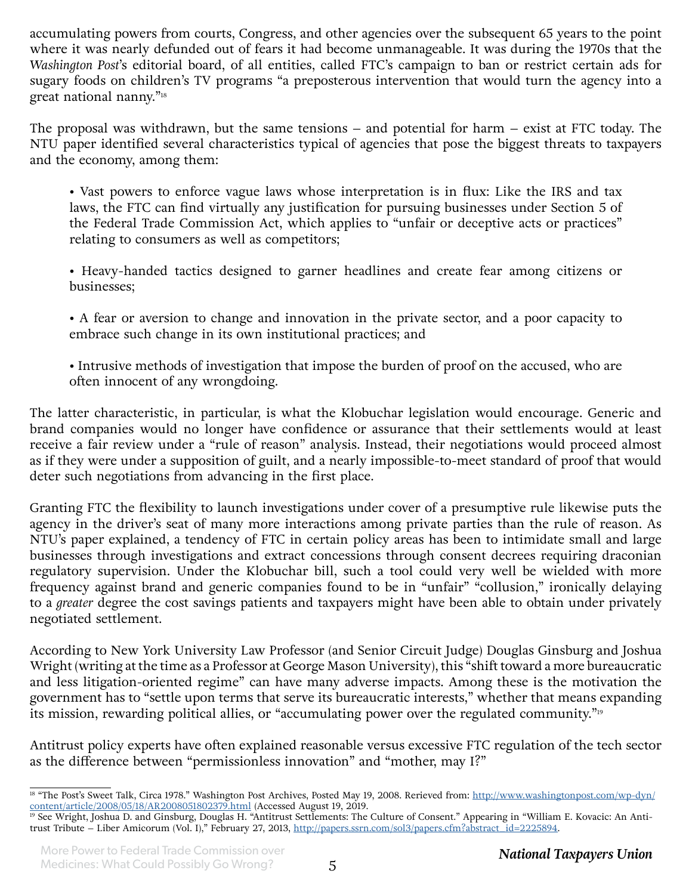accumulating powers from courts, Congress, and other agencies over the subsequent 65 years to the point where it was nearly defunded out of fears it had become unmanageable. It was during the 1970s that the *Washington Post*'s editorial board, of all entities, called FTC's campaign to ban or restrict certain ads for sugary foods on children's TV programs "a preposterous intervention that would turn the agency into a great national nanny."[18]

The proposal was withdrawn, but the same tensions – and potential for harm – exist at FTC today. The NTU paper identified several characteristics typical of agencies that pose the biggest threats to taxpayers and the economy, among them:

- Vast powers to enforce vague laws whose interpretation is in flux: Like the IRS and tax laws, the FTC can find virtually any justification for pursuing businesses under Section 5 of the Federal Trade Commission Act, which applies to "unfair or deceptive acts or practices" relating to consumers as well as competitors;

- Heavy-handed tactics designed to garner headlines and create fear among citizens or businesses;

- A fear or aversion to change and innovation in the private sector, and a poor capacity to embrace such change in its own institutional practices; and

- Intrusive methods of investigation that impose the burden of proof on the accused, who are often innocent of any wrongdoing.

The latter characteristic, in particular, is what the Klobuchar legislation would encourage. Generic and brand companies would no longer have confidence or assurance that their settlements would at least receive a fair review under a "rule of reason" analysis. Instead, their negotiations would proceed almost as if they were under a supposition of guilt, and a nearly impossible-to-meet standard of proof that would deter such negotiations from advancing in the first place.

Granting FTC the flexibility to launch investigations under cover of a presumptive rule likewise puts the agency in the driver's seat of many more interactions among private parties than the rule of reason. As NTU's paper explained, a tendency of FTC in certain policy areas has been to intimidate small and large businesses through investigations and extract concessions through consent decrees requiring draconian regulatory supervision. Under the Klobuchar bill, such a tool could very well be wielded with more frequency against brand and generic companies found to be in "unfair" "collusion," ironically delaying to a *greater* degree the cost savings patients and taxpayers might have been able to obtain under privately negotiated settlement.

According to New York University Law Professor (and Senior Circuit Judge) Douglas Ginsburg and Joshua Wright (writing at the time as a Professor at George Mason University), this "shift toward a more bureaucratic and less litigation-oriented regime" can have many adverse impacts. Among these is the motivation the government has to "settle upon terms that serve its bureaucratic interests," whether that means expanding its mission, rewarding political allies, or "accumulating power over the regulated community."[19]

Antitrust policy experts have often explained reasonable versus excessive FTC regulation of the tech sector as the difference between "permissionless innovation" and "mother, may I?"

---

[18] "The Post's Sweet Talk, Circa 1978." Washington Post Archives, Posted May 19, 2008. Rerieved from: http://www.washingtonpost.com/wp-dyn/content/article/2008/05/18/AR2008051802379.html (Accessed August 19, 2019.

[19] See Wright, Joshua D. and Ginsburg, Douglas H. "Antitrust Settlements: The Culture of Consent." Appearing in "William E. Kovacic: An Antitrust Tribute – Liber Amicorum (Vol. I)," February 27, 2013, http://papers.ssrn.com/sol3/papers.cfm?abstract_id=2225894.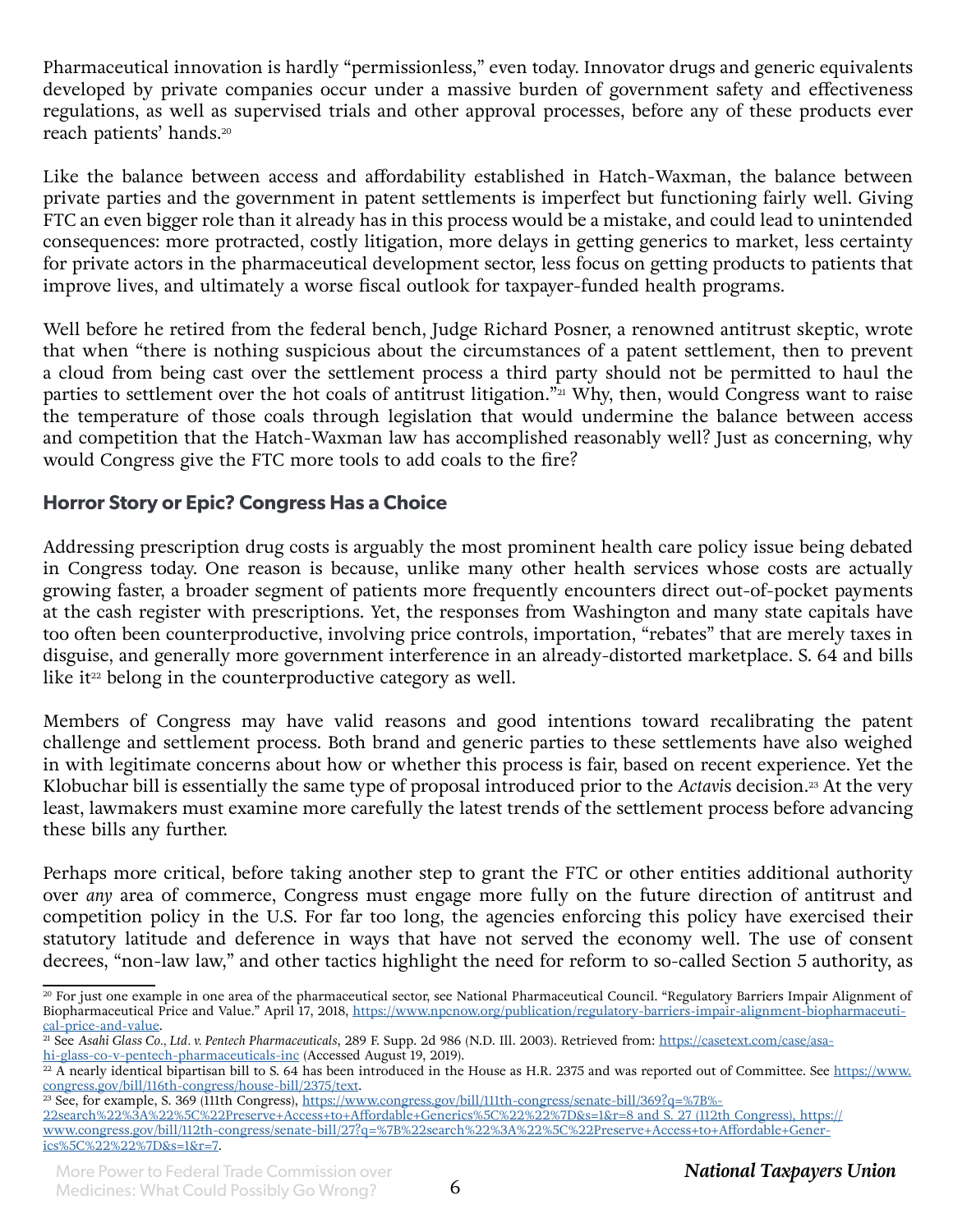Pharmaceutical innovation is hardly "permissionless," even today. Innovator drugs and generic equivalents developed by private companies occur under a massive burden of government safety and effectiveness regulations, as well as supervised trials and other approval processes, before any of these products ever reach patients' hands.[20]

Like the balance between access and affordability established in Hatch-Waxman, the balance between private parties and the government in patent settlements is imperfect but functioning fairly well. Giving FTC an even bigger role than it already has in this process would be a mistake, and could lead to unintended consequences: more protracted, costly litigation, more delays in getting generics to market, less certainty for private actors in the pharmaceutical development sector, less focus on getting products to patients that improve lives, and ultimately a worse fiscal outlook for taxpayer-funded health programs.

Well before he retired from the federal bench, Judge Richard Posner, a renowned antitrust skeptic, wrote that when "there is nothing suspicious about the circumstances of a patent settlement, then to prevent a cloud from being cast over the settlement process a third party should not be permitted to haul the parties to settlement over the hot coals of antitrust litigation."[21] Why, then, would Congress want to raise the temperature of those coals through legislation that would undermine the balance between access and competition that the Hatch-Waxman law has accomplished reasonably well? Just as concerning, why would Congress give the FTC more tools to add coals to the fire?

## Horror Story or Epic? Congress Has a Choice

Addressing prescription drug costs is arguably the most prominent health care policy issue being debated in Congress today. One reason is because, unlike many other health services whose costs are actually growing faster, a broader segment of patients more frequently encounters direct out-of-pocket payments at the cash register with prescriptions. Yet, the responses from Washington and many state capitals have too often been counterproductive, involving price controls, importation, "rebates" that are merely taxes in disguise, and generally more government interference in an already-distorted marketplace. S. 64 and bills like it[22] belong in the counterproductive category as well.

Members of Congress may have valid reasons and good intentions toward recalibrating the patent challenge and settlement process. Both brand and generic parties to these settlements have also weighed in with legitimate concerns about how or whether this process is fair, based on recent experience. Yet the Klobuchar bill is essentially the same type of proposal introduced prior to the *Actavis* decision.[23] At the very least, lawmakers must examine more carefully the latest trends of the settlement process before advancing these bills any further.

Perhaps more critical, before taking another step to grant the FTC or other entities additional authority over *any* area of commerce, Congress must engage more fully on the future direction of antitrust and competition policy in the U.S. For far too long, the agencies enforcing this policy have exercised their statutory latitude and deference in ways that have not served the economy well. The use of consent decrees, "non-law law," and other tactics highlight the need for reform to so-called Section 5 authority, as

---

[20] For just one example in one area of the pharmaceutical sector, see National Pharmaceutical Council. "Regulatory Barriers Impair Alignment of Biopharmaceutical Price and Value." April 17, 2018, https://www.npcnow.org/publication/regulatory-barriers-impair-alignment-biopharmaceutical-price-and-value.

[21] See *Asahi Glass Co., Ltd. v. Pentech Pharmaceuticals*, 289 F. Supp. 2d 986 (N.D. Ill. 2003). Retrieved from: https://casetext.com/case/asahi-glass-co-v-pentech-pharmaceuticals-inc (Accessed August 19, 2019).

[22] A nearly identical bipartisan bill to S. 64 has been introduced in the House as H.R. 2375 and was reported out of Committee. See https://www.congress.gov/bill/116th-congress/house-bill/2375/text.

[23] See, for example, S. 369 (111th Congress), https://www.congress.gov/bill/111th-congress/senate-bill/369?q=%7B%22search%22%3A%22%5C%22Preserve+Access+to+Affordable+Generics%5C%22%22%7D&s=1&r=8 and S. 27 (112th Congress), https://www.congress.gov/bill/112th-congress/senate-bill/27?q=%7B%22search%22%3A%22%5C%22Preserve+Access+to+Affordable+Generics%5C%22%22%7D&s=1&r=7.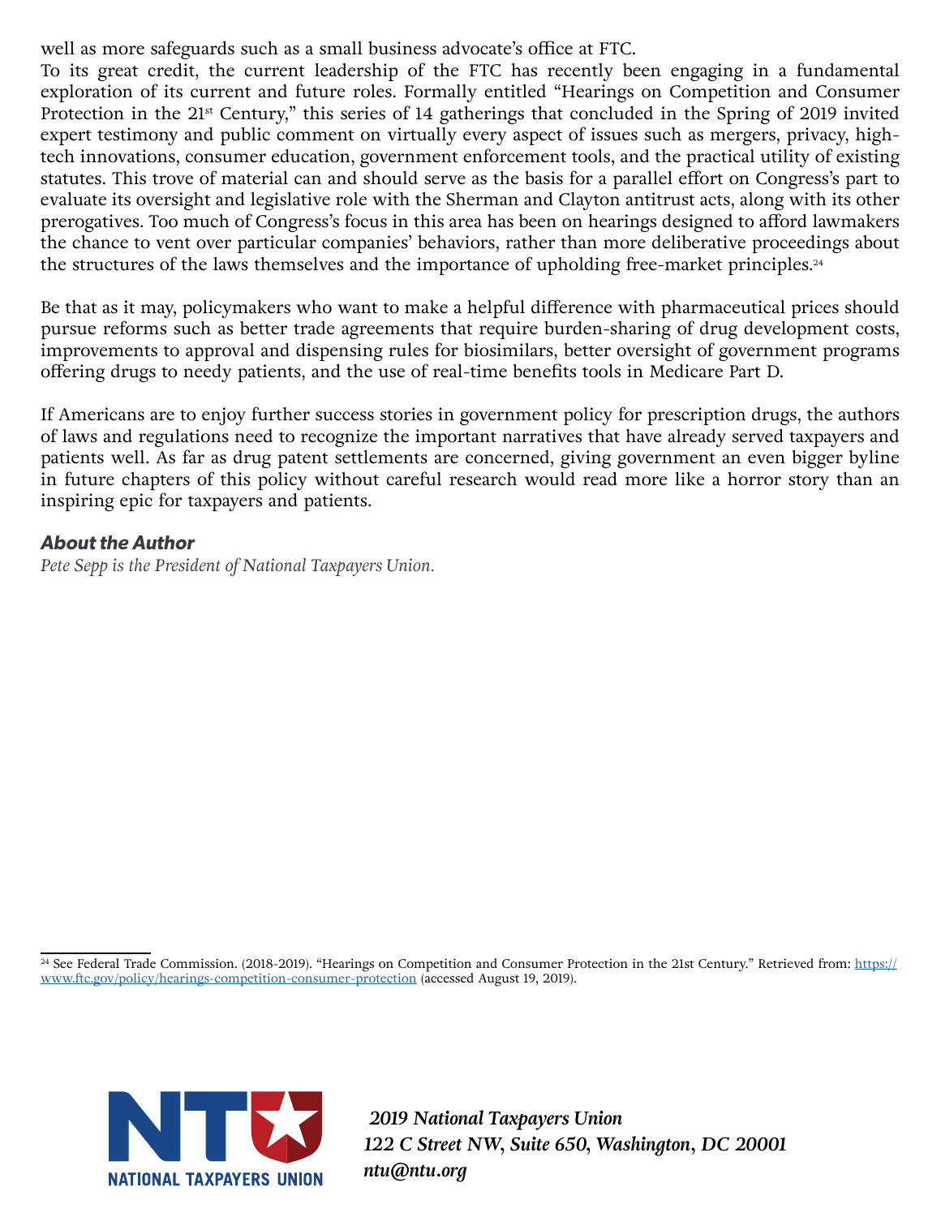well as more safeguards such as a small business advocate's office at FTC.

To its great credit, the current leadership of the FTC has recently been engaging in a fundamental exploration of its current and future roles. Formally entitled "Hearings on Competition and Consumer Protection in the 21st Century," this series of 14 gatherings that concluded in the Spring of 2019 invited expert testimony and public comment on virtually every aspect of issues such as mergers, privacy, high-tech innovations, consumer education, government enforcement tools, and the practical utility of existing statutes. This trove of material can and should serve as the basis for a parallel effort on Congress's part to evaluate its oversight and legislative role with the Sherman and Clayton antitrust acts, along with its other prerogatives. Too much of Congress's focus in this area has been on hearings designed to afford lawmakers the chance to vent over particular companies' behaviors, rather than more deliberative proceedings about the structures of the laws themselves and the importance of upholding free-market principles.[24]

Be that as it may, policymakers who want to make a helpful difference with pharmaceutical prices should pursue reforms such as better trade agreements that require burden-sharing of drug development costs, improvements to approval and dispensing rules for biosimilars, better oversight of government programs offering drugs to needy patients, and the use of real-time benefits tools in Medicare Part D.

If Americans are to enjoy further success stories in government policy for prescription drugs, the authors of laws and regulations need to recognize the important narratives that have already served taxpayers and patients well. As far as drug patent settlements are concerned, giving government an even bigger byline in future chapters of this policy without careful research would read more like a horror story than an inspiring epic for taxpayers and patients.

### *About the Author*

*Pete Sepp is the President of National Taxpayers Union.*

[24] See Federal Trade Commission. (2018-2019). "Hearings on Competition and Consumer Protection in the 21st Century." Retrieved from: https://www.ftc.gov/policy/hearings-competition-consumer-protection (accessed August 19, 2019).

NATIONAL TAXPAYERS UNION

*2019 National Taxpayers Union*
*122 C Street NW, Suite 650, Washington, DC 20001*
*ntu@ntu.org*